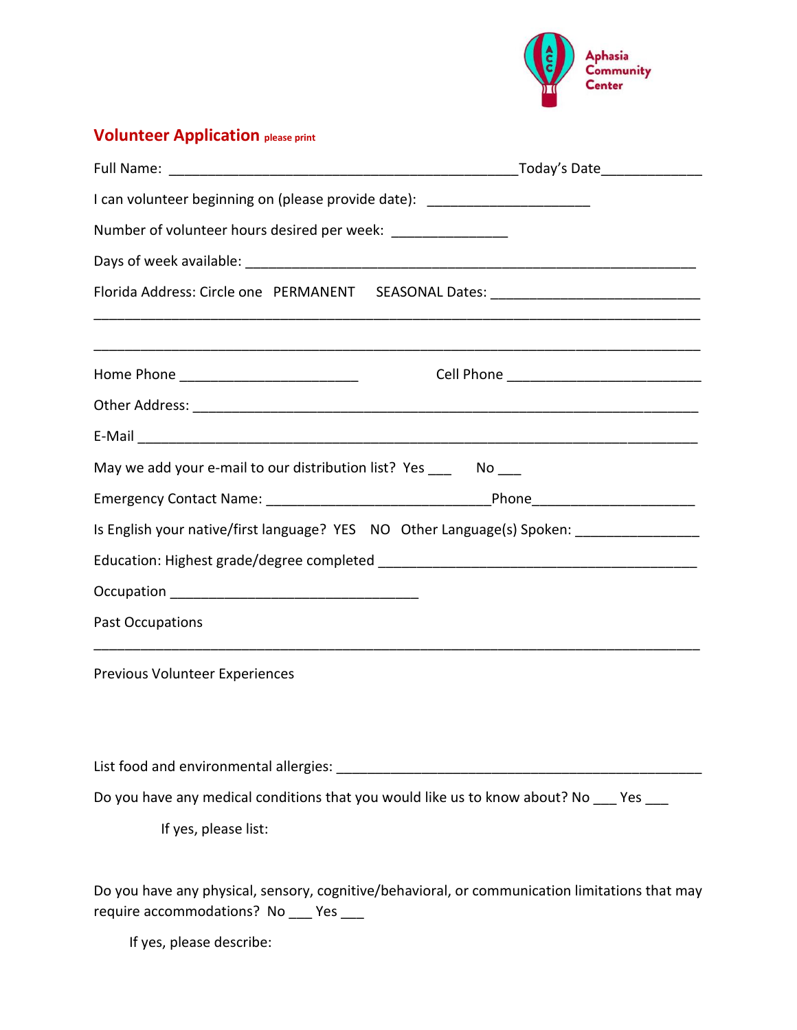Aphasia Community Center

## Volunteer Application please print

Full Name: _______________________________________________Today's Date_____________

I can volunteer beginning on (please provide date): _____________________

Number of volunteer hours desired per week: _______________

Days of week available: ____________________________________________________________

Florida Address: Circle one PERMANENT SEASONAL Dates: ___________________________

________________________________________________________________________________

________________________________________________________________________________

Home Phone _______________________ Cell Phone _________________________

Other Address: _______________________________________________________________

E-Mail ______________________________________________________________________

May we add your e-mail to our distribution list? Yes ___ No ___

Emergency Contact Name: ____________________________Phone_____________________

Is English your native/first language? YES NO Other Language(s) Spoken: _______________

Education: Highest grade/degree completed __________________________________________

Occupation _________________________________

Past Occupations

________________________________________________________________________________

Previous Volunteer Experiences

List food and environmental allergies: ______________________________________________

Do you have any medical conditions that you would like us to know about? No ___ Yes ___

If yes, please list:

Do you have any physical, sensory, cognitive/behavioral, or communication limitations that may require accommodations? No ___ Yes ___

If yes, please describe: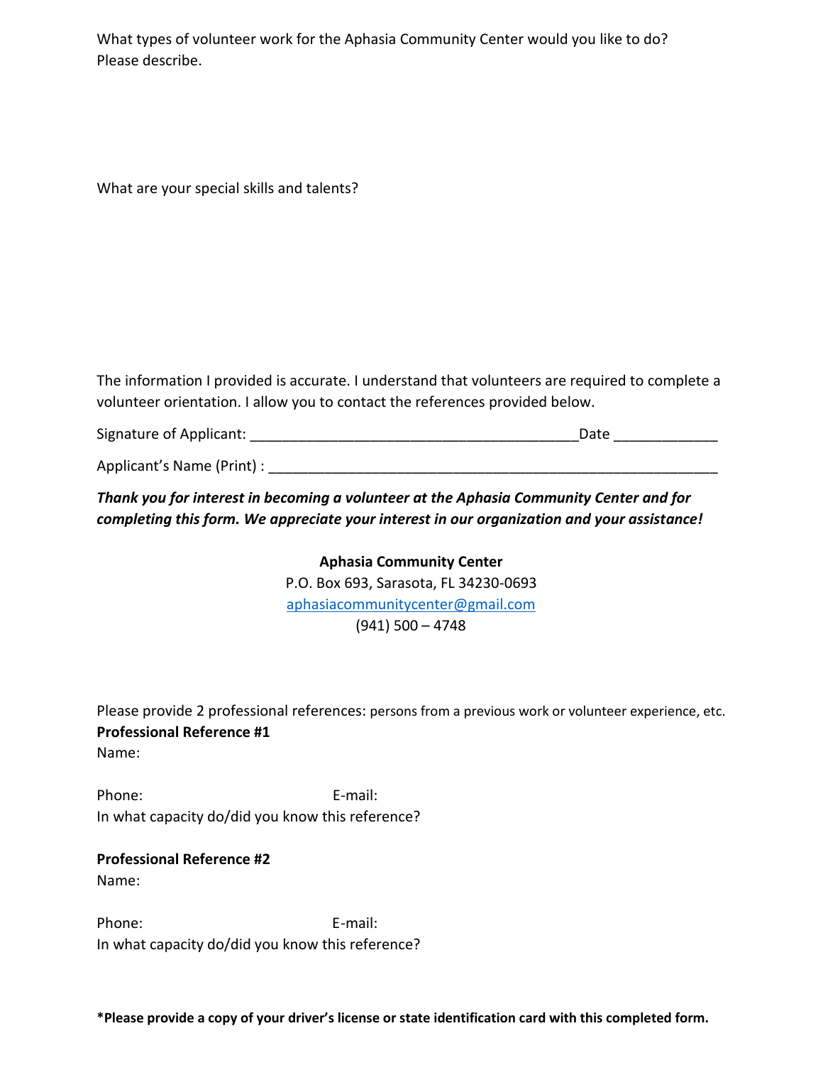What types of volunteer work for the Aphasia Community Center would you like to do? Please describe.

What are your special skills and talents?

The information I provided is accurate. I understand that volunteers are required to complete a volunteer orientation. I allow you to contact the references provided below.

Signature of Applicant: ________________________________________Date ____________

Applicant's Name (Print) : ________________________________________________________

***Thank you for interest in becoming a volunteer at the Aphasia Community Center and for completing this form. We appreciate your interest in our organization and your assistance!***

**Aphasia Community Center**
P.O. Box 693, Sarasota, FL 34230-0693
aphasiacommunitycenter@gmail.com
(941) 500 – 4748

Please provide 2 professional references: persons from a previous work or volunteer experience, etc.

**Professional Reference #1**

Name:

Phone: E-mail:

In what capacity do/did you know this reference?

**Professional Reference #2**

Name:

Phone: E-mail:

In what capacity do/did you know this reference?

**\*Please provide a copy of your driver's license or state identification card with this completed form.**